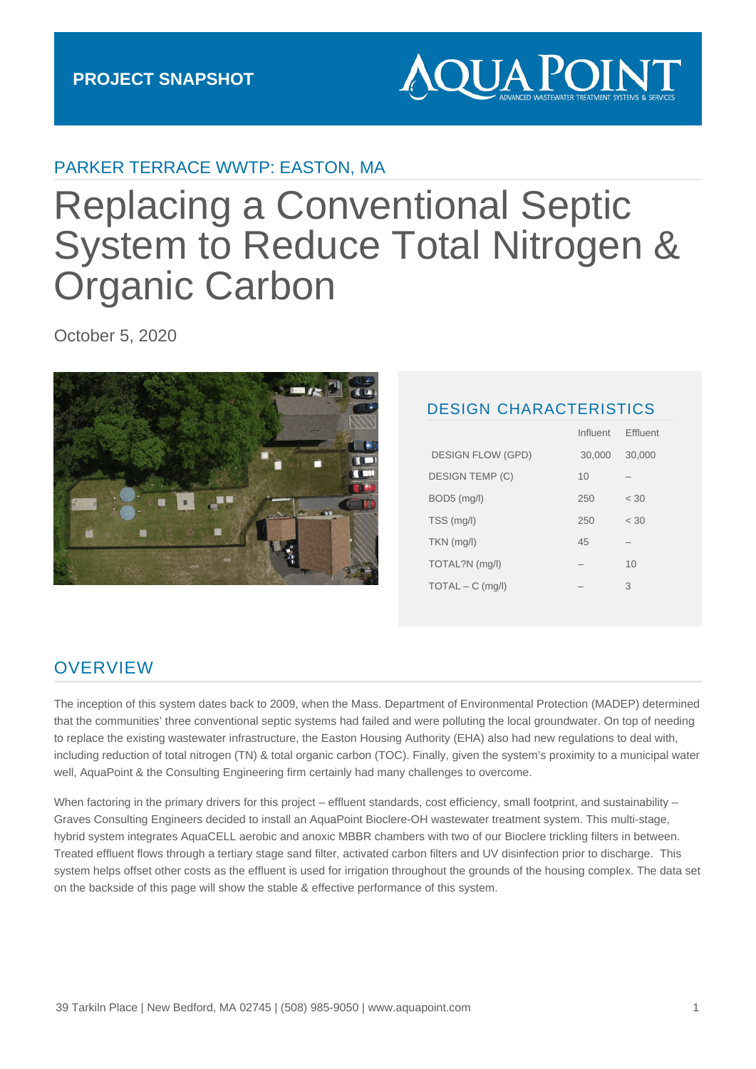PROJECT SNAPSHOT

AQUA POINT
ADVANCED WASTEWATER TREATMENT SYSTEMS & SERVICES

## PARKER TERRACE WWTP: EASTON, MA

# Replacing a Conventional Septic System to Reduce Total Nitrogen & Organic Carbon

October 5, 2020

## DESIGN CHARACTERISTICS

| | Influent | Effluent |
|---|---|---|
| DESIGN FLOW (GPD) | 30,000 | 30,000 |
| DESIGN TEMP (C) | 10 | – |
| BOD5 (mg/l) | 250 | < 30 |
| TSS (mg/l) | 250 | < 30 |
| TKN (mg/l) | 45 | – |
| TOTAL?N (mg/l) | – | 10 |
| TOTAL – C (mg/l) | – | 3 |

## OVERVIEW

The inception of this system dates back to 2009, when the Mass. Department of Environmental Protection (MADEP) determined that the communities' three conventional septic systems had failed and were polluting the local groundwater. On top of needing to replace the existing wastewater infrastructure, the Easton Housing Authority (EHA) also had new regulations to deal with, including reduction of total nitrogen (TN) & total organic carbon (TOC). Finally, given the system's proximity to a municipal water well, AquaPoint & the Consulting Engineering firm certainly had many challenges to overcome.

When factoring in the primary drivers for this project – effluent standards, cost efficiency, small footprint, and sustainability – Graves Consulting Engineers decided to install an AquaPoint Bioclere-OH wastewater treatment system. This multi-stage, hybrid system integrates AquaCELL aerobic and anoxic MBBR chambers with two of our Bioclere trickling filters in between. Treated effluent flows through a tertiary stage sand filter, activated carbon filters and UV disinfection prior to discharge. This system helps offset other costs as the effluent is used for irrigation throughout the grounds of the housing complex. The data set on the backside of this page will show the stable & effective performance of this system.

39 Tarkiln Place | New Bedford, MA 02745 | (508) 985-9050 | www.aquapoint.com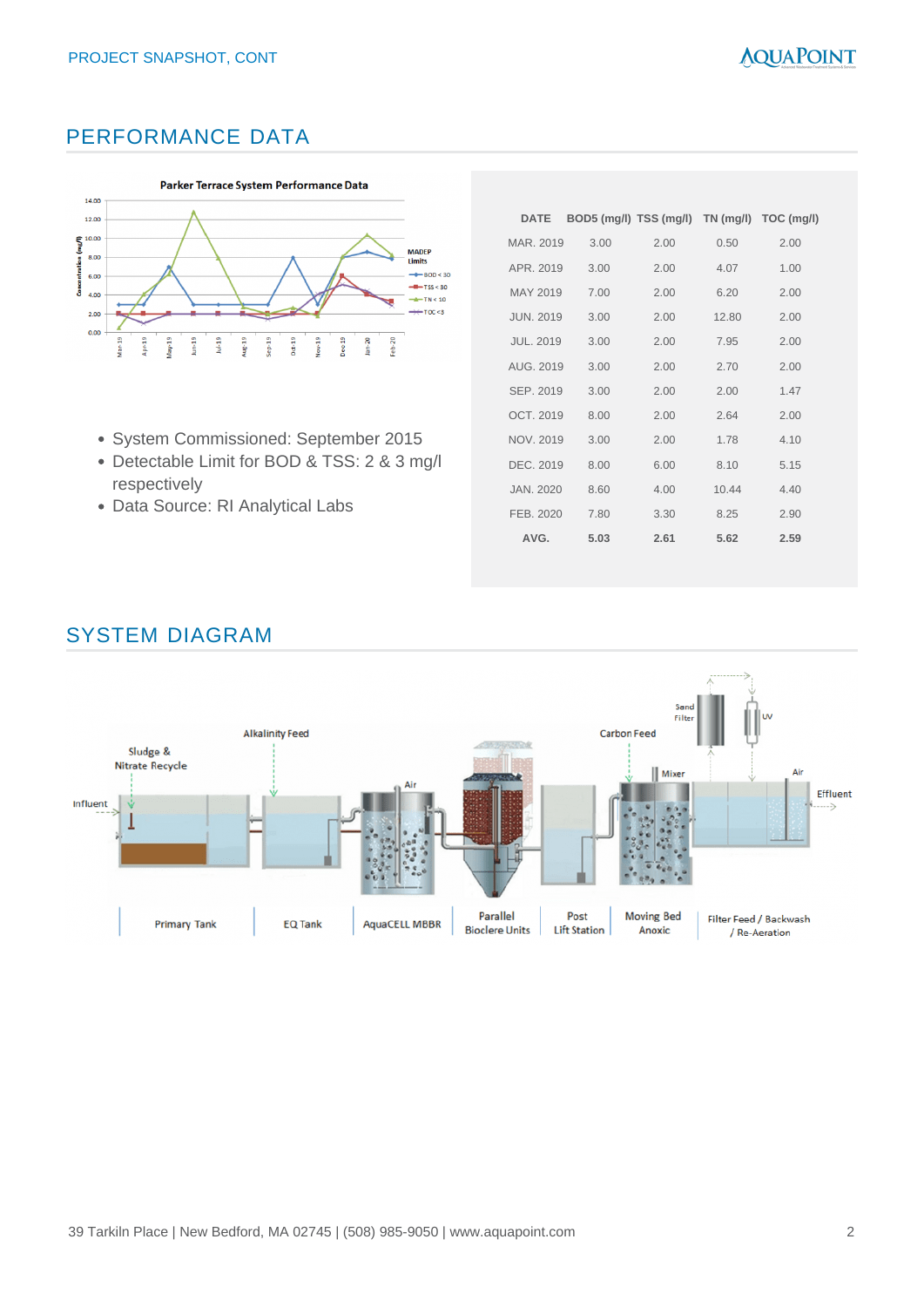## PERFORMANCE DATA

Parker Terrace System Performance Data

14.00
12.00
10.00
8.00
6.00
4.00
2.00
0.00

Concentration (mg/l)

Mar-19 Apr-19 May-19 Jun-19 Jul-19 Aug-19 Sep-19 Oct-19 Nov-19 Dec-19 Jan-20 Feb-20

MADEP Limits
BOD < 30
TSS < 30
TN < 10
TOC < 3

| DATE | BOD5 (mg/l) | TSS (mg/l) | TN (mg/l) | TOC (mg/l) |
|---|---|---|---|---|
| MAR. 2019 | 3.00 | 2.00 | 0.50 | 2.00 |
| APR. 2019 | 3.00 | 2.00 | 4.07 | 1.00 |
| MAY 2019 | 7.00 | 2.00 | 6.20 | 2.00 |
| JUN. 2019 | 3.00 | 2.00 | 12.80 | 2.00 |
| JUL. 2019 | 3.00 | 2.00 | 7.95 | 2.00 |
| AUG. 2019 | 3.00 | 2.00 | 2.70 | 2.00 |
| SEP. 2019 | 3.00 | 2.00 | 2.00 | 1.47 |
| OCT. 2019 | 8.00 | 2.00 | 2.64 | 2.00 |
| NOV. 2019 | 3.00 | 2.00 | 1.78 | 4.10 |
| DEC. 2019 | 8.00 | 6.00 | 8.10 | 5.15 |
| JAN. 2020 | 8.60 | 4.00 | 10.44 | 4.40 |
| FEB. 2020 | 7.80 | 3.30 | 8.25 | 2.90 |
| **AVG.** | **5.03** | **2.61** | **5.62** | **2.59** |

- System Commissioned: September 2015
- Detectable Limit for BOD & TSS: 2 & 3 mg/l respectively
- Data Source: RI Analytical Labs

## SYSTEM DIAGRAM

Influent

Sludge & Nitrate Recycle

Alkalinity Feed

Air

Carbon Feed

Mixer

Sand Filter

UV

Air

Effluent

Primary Tank | EQ Tank | AquaCELL MBBR | Parallel Bioclere Units | Post Lift Station | Moving Bed Anoxic | Filter Feed / Backwash / Re-Aeration